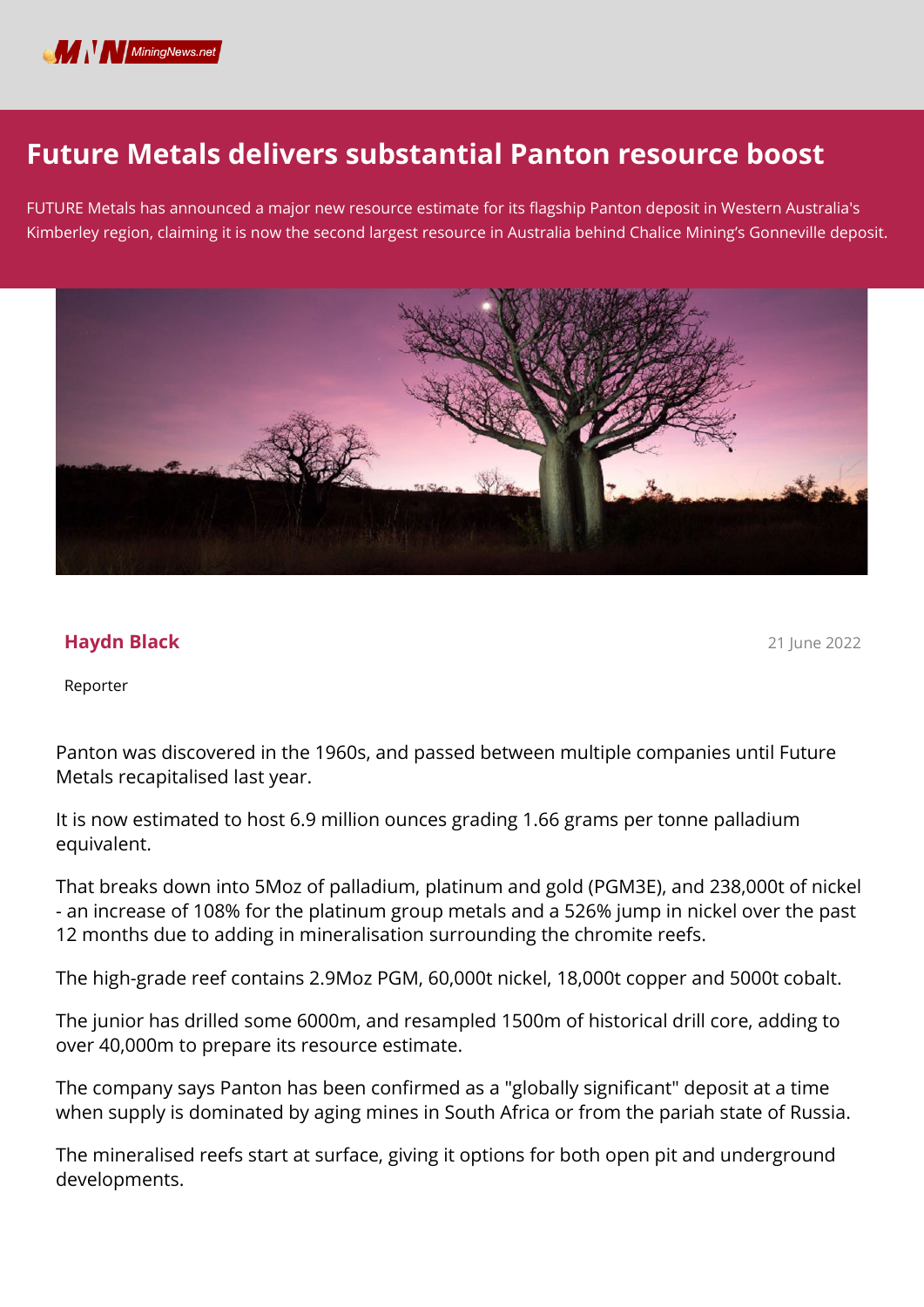# Future Metals delivers substantial Panton resource boost

FUTURE Metals has announced a major new resource estimate for its flagship Panton deposit in Western Australia's Kimberley region, claiming it is now the second largest resource in Australia behind Chalice Mining's Gonneville deposit.

**Haydn Black**

Reporter

21 June 2022

Panton was discovered in the 1960s, and passed between multiple companies until Future Metals recapitalised last year.

It is now estimated to host 6.9 million ounces grading 1.66 grams per tonne palladium equivalent.

That breaks down into 5Moz of palladium, platinum and gold (PGM3E), and 238,000t of nickel - an increase of 108% for the platinum group metals and a 526% jump in nickel over the past 12 months due to adding in mineralisation surrounding the chromite reefs.

The high-grade reef contains 2.9Moz PGM, 60,000t nickel, 18,000t copper and 5000t cobalt.

The junior has drilled some 6000m, and resampled 1500m of historical drill core, adding to over 40,000m to prepare its resource estimate.

The company says Panton has been confirmed as a "globally significant" deposit at a time when supply is dominated by aging mines in South Africa or from the pariah state of Russia.

The mineralised reefs start at surface, giving it options for both open pit and underground developments.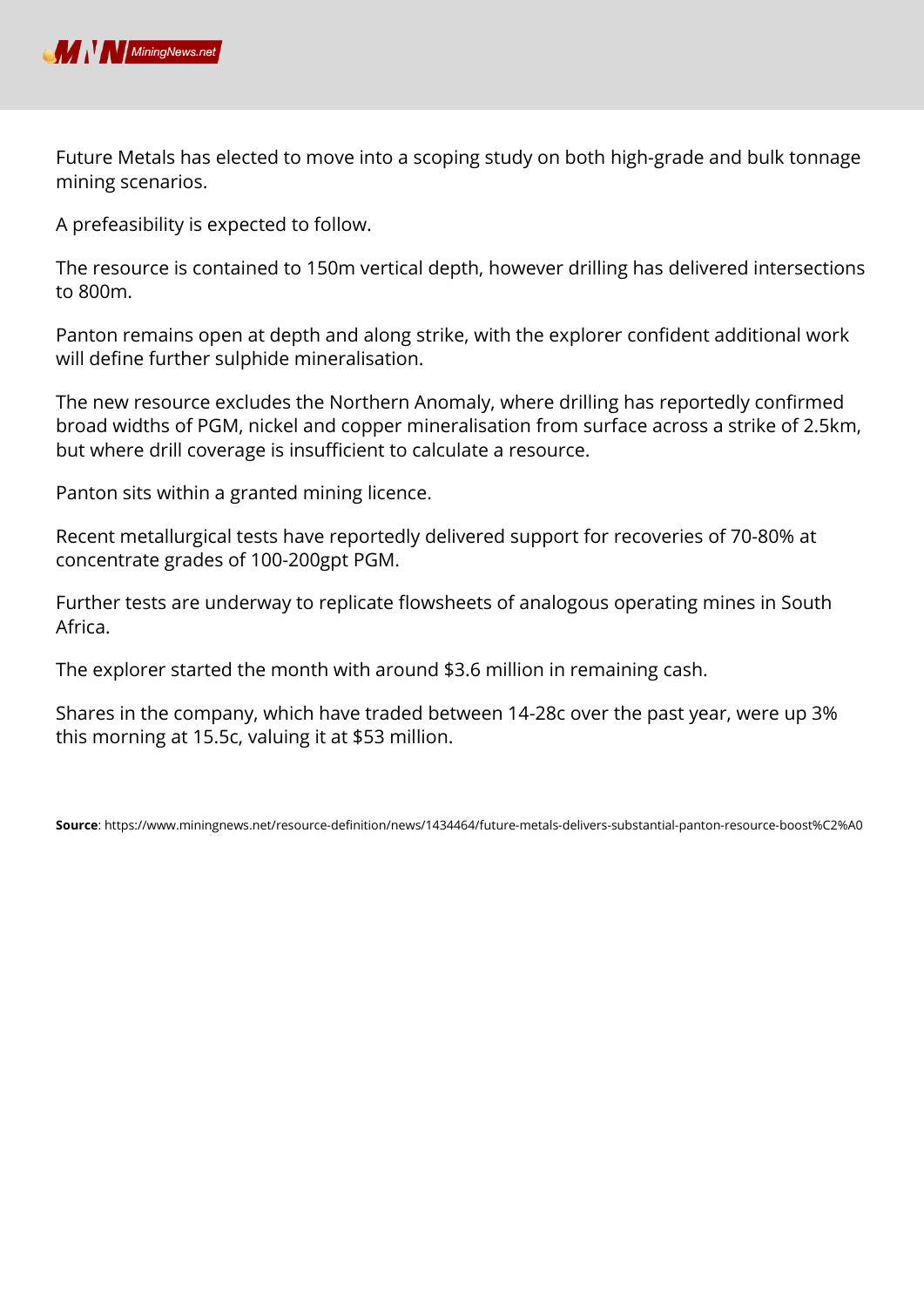Future Metals has elected to move into a scoping study on both high-grade and bulk tonnage mining scenarios.

A prefeasibility is expected to follow.

The resource is contained to 150m vertical depth, however drilling has delivered intersections to 800m.

Panton remains open at depth and along strike, with the explorer confident additional work will define further sulphide mineralisation.

The new resource excludes the Northern Anomaly, where drilling has reportedly confirmed broad widths of PGM, nickel and copper mineralisation from surface across a strike of 2.5km, but where drill coverage is insufficient to calculate a resource.

Panton sits within a granted mining licence.

Recent metallurgical tests have reportedly delivered support for recoveries of 70-80% at concentrate grades of 100-200gpt PGM.

Further tests are underway to replicate flowsheets of analogous operating mines in South Africa.

The explorer started the month with around $3.6 million in remaining cash.

Shares in the company, which have traded between 14-28c over the past year, were up 3% this morning at 15.5c, valuing it at $53 million.

**Source**: https://www.miningnews.net/resource-definition/news/1434464/future-metals-delivers-substantial-panton-resource-boost%C2%A0